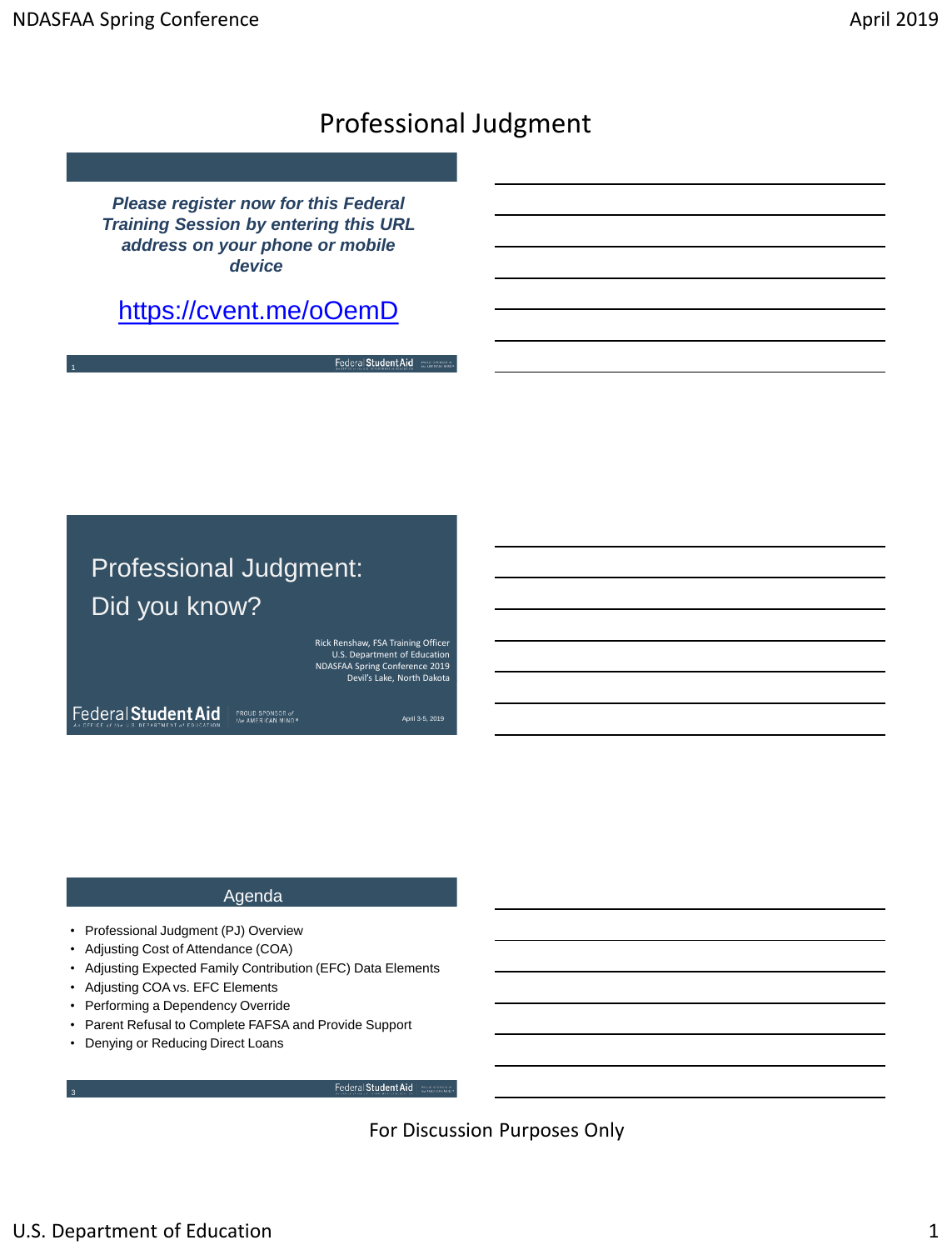# Professional Judgment

*Please register now for this Federal Training Session by entering this URL address on your phone or mobile device*

https://cvent.me/oOemD

## Professional Judgment: Did you know?

Rick Renshaw, FSA Training Officer
U.S. Department of Education
NDASFAA Spring Conference 2019
Devil's Lake, North Dakota

April 3-5, 2019

## Agenda

- Professional Judgment (PJ) Overview
- Adjusting Cost of Attendance (COA)
- Adjusting Expected Family Contribution (EFC) Data Elements
- Adjusting COA vs. EFC Elements
- Performing a Dependency Override
- Parent Refusal to Complete FAFSA and Provide Support
- Denying or Reducing Direct Loans

For Discussion Purposes Only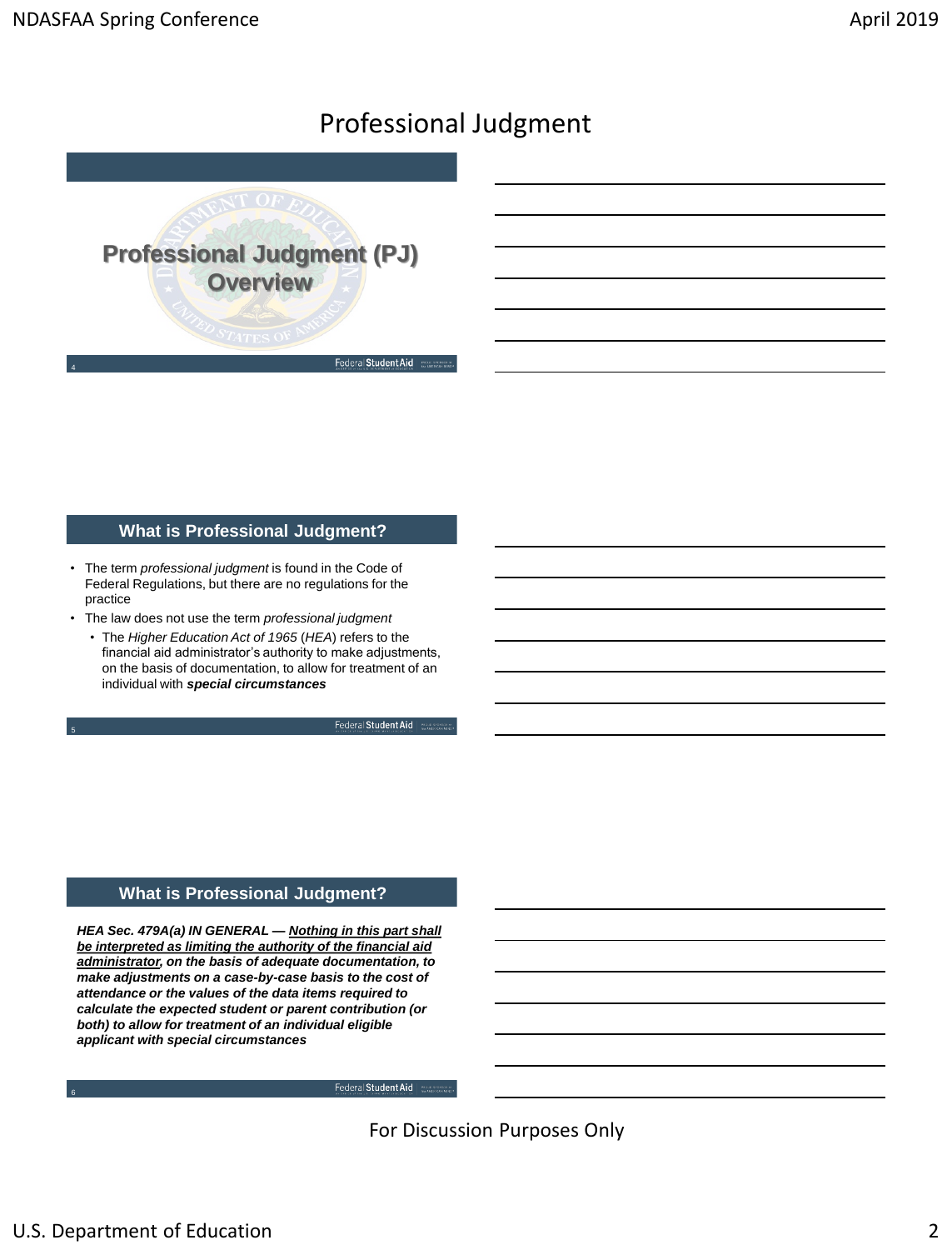# Professional Judgment

## Professional Judgment (PJ) Overview

## What is Professional Judgment?

- The term *professional judgment* is found in the Code of Federal Regulations, but there are no regulations for the practice
- The law does not use the term *professional judgment*
  - The *Higher Education Act of 1965* (*HEA*) refers to the financial aid administrator's authority to make adjustments, on the basis of documentation, to allow for treatment of an individual with ***special circumstances***

## What is Professional Judgment?

***HEA Sec. 479A(a) IN GENERAL — <u>Nothing in this part shall be interpreted as limiting the authority of the financial aid administrator</u>, on the basis of adequate documentation, to make adjustments on a case-by-case basis to the cost of attendance or the values of the data items required to calculate the expected student or parent contribution (or both) to allow for treatment of an individual eligible applicant with special circumstances***

For Discussion Purposes Only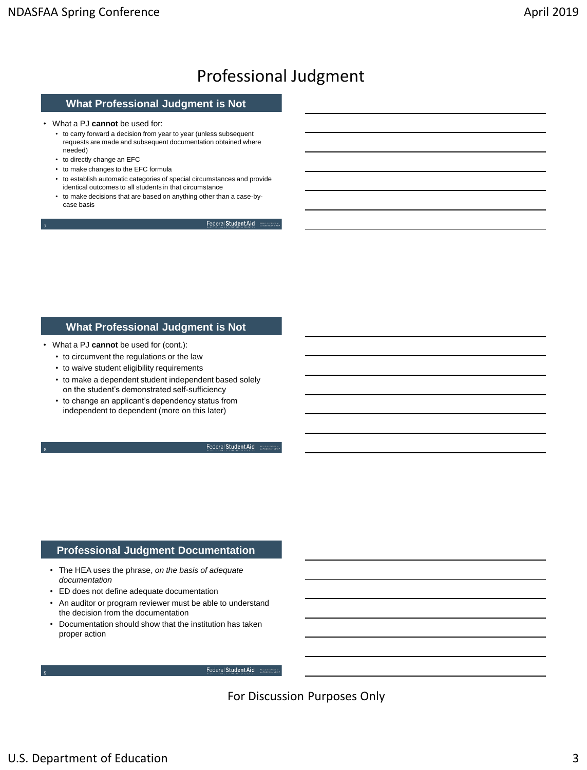# Professional Judgment

## What Professional Judgment is Not

- What a PJ **cannot** be used for:
  - to carry forward a decision from year to year (unless subsequent requests are made and subsequent documentation obtained where needed)
  - to directly change an EFC
  - to make changes to the EFC formula
  - to establish automatic categories of special circumstances and provide identical outcomes to all students in that circumstance
  - to make decisions that are based on anything other than a case-by-case basis

## What Professional Judgment is Not

- What a PJ **cannot** be used for (cont.):
  - to circumvent the regulations or the law
  - to waive student eligibility requirements
  - to make a dependent student independent based solely on the student's demonstrated self-sufficiency
  - to change an applicant's dependency status from independent to dependent (more on this later)

## Professional Judgment Documentation

- The HEA uses the phrase, *on the basis of adequate documentation*
- ED does not define adequate documentation
- An auditor or program reviewer must be able to understand the decision from the documentation
- Documentation should show that the institution has taken proper action

For Discussion Purposes Only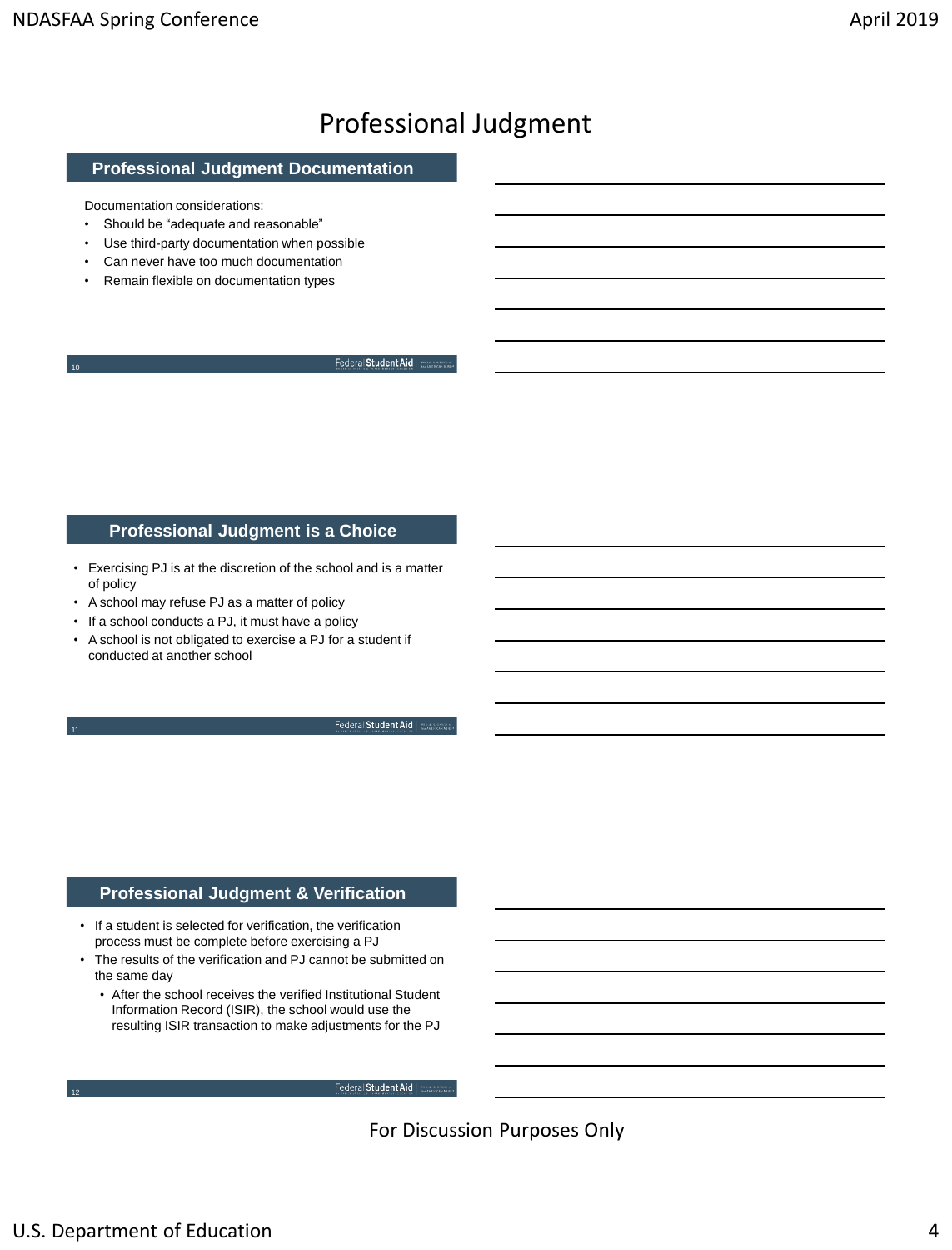# Professional Judgment

## Professional Judgment Documentation

Documentation considerations:

- Should be "adequate and reasonable"
- Use third-party documentation when possible
- Can never have too much documentation
- Remain flexible on documentation types

## Professional Judgment is a Choice

- Exercising PJ is at the discretion of the school and is a matter of policy
- A school may refuse PJ as a matter of policy
- If a school conducts a PJ, it must have a policy
- A school is not obligated to exercise a PJ for a student if conducted at another school

## Professional Judgment & Verification

- If a student is selected for verification, the verification process must be complete before exercising a PJ
- The results of the verification and PJ cannot be submitted on the same day
  - After the school receives the verified Institutional Student Information Record (ISIR), the school would use the resulting ISIR transaction to make adjustments for the PJ

For Discussion Purposes Only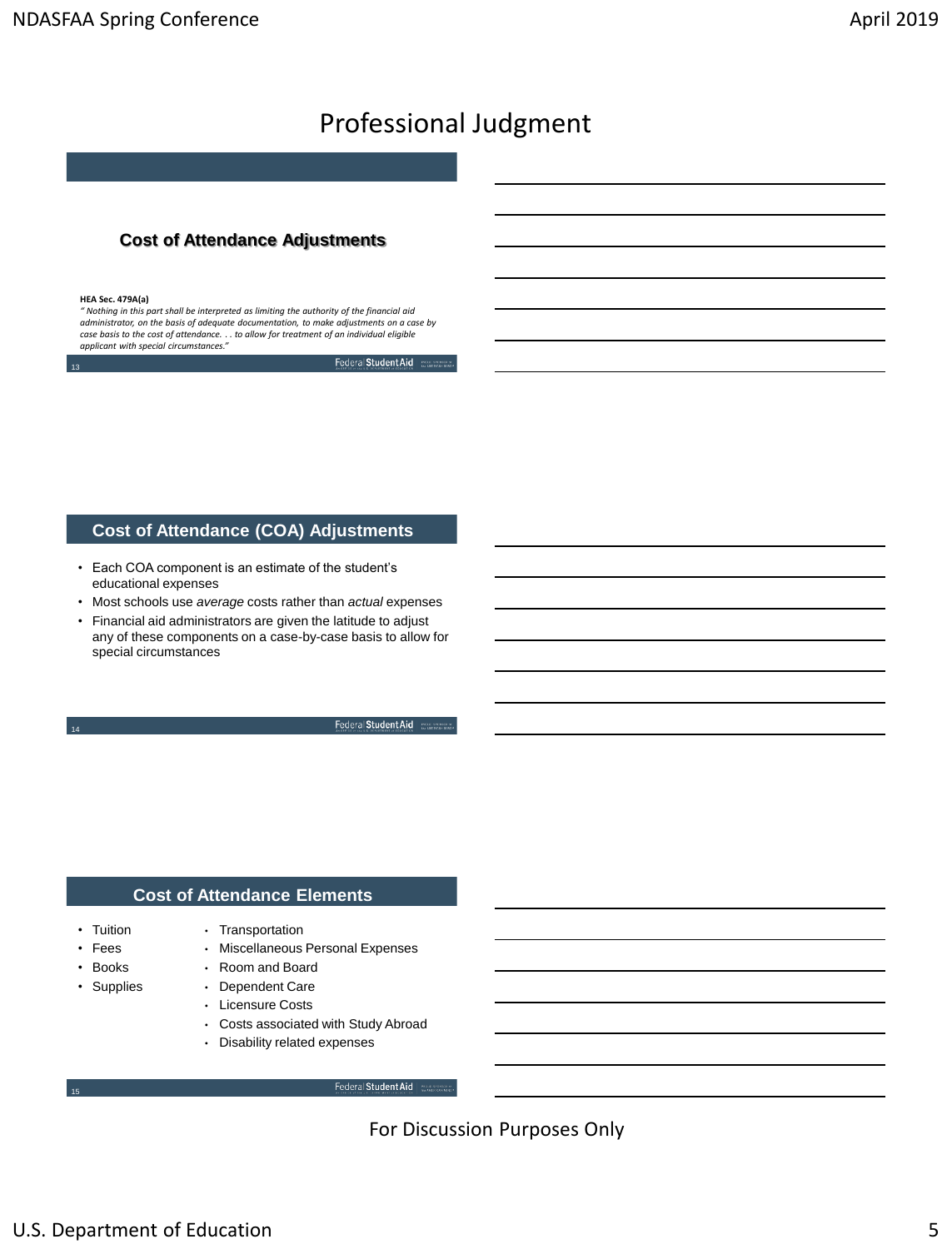# Professional Judgment

## Cost of Attendance Adjustments

**HEA Sec. 479A(a)**

*" Nothing in this part shall be interpreted as limiting the authority of the financial aid administrator, on the basis of adequate documentation, to make adjustments on a case by case basis to the cost of attendance. . . to allow for treatment of an individual eligible applicant with special circumstances."*

## Cost of Attendance (COA) Adjustments

- Each COA component is an estimate of the student's educational expenses
- Most schools use *average* costs rather than *actual* expenses
- Financial aid administrators are given the latitude to adjust any of these components on a case-by-case basis to allow for special circumstances

## Cost of Attendance Elements

- Tuition
- Fees
- Books
- Supplies
- Transportation
- Miscellaneous Personal Expenses
- Room and Board
- Dependent Care
- Licensure Costs
- Costs associated with Study Abroad
- Disability related expenses

For Discussion Purposes Only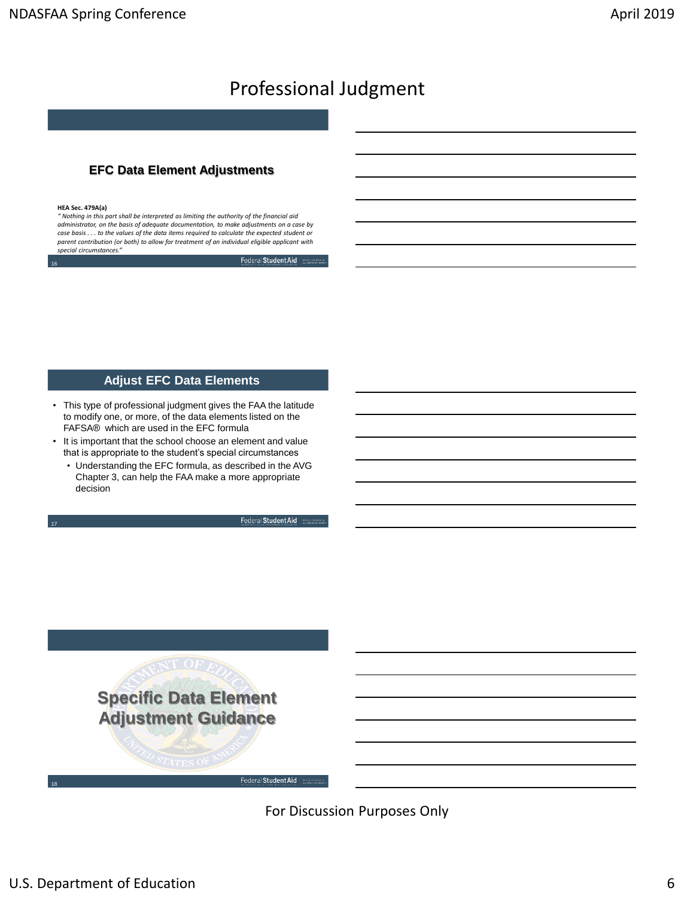# Professional Judgment

## EFC Data Element Adjustments

**HEA Sec. 479A(a)**

*" Nothing in this part shall be interpreted as limiting the authority of the financial aid administrator, on the basis of adequate documentation, to make adjustments on a case by case basis . . . to the values of the data items required to calculate the expected student or parent contribution (or both) to allow for treatment of an individual eligible applicant with special circumstances."*

## Adjust EFC Data Elements

- This type of professional judgment gives the FAA the latitude to modify one, or more, of the data elements listed on the FAFSA® which are used in the EFC formula
- It is important that the school choose an element and value that is appropriate to the student's special circumstances
  - Understanding the EFC formula, as described in the AVG Chapter 3, can help the FAA make a more appropriate decision

## Specific Data Element Adjustment Guidance

For Discussion Purposes Only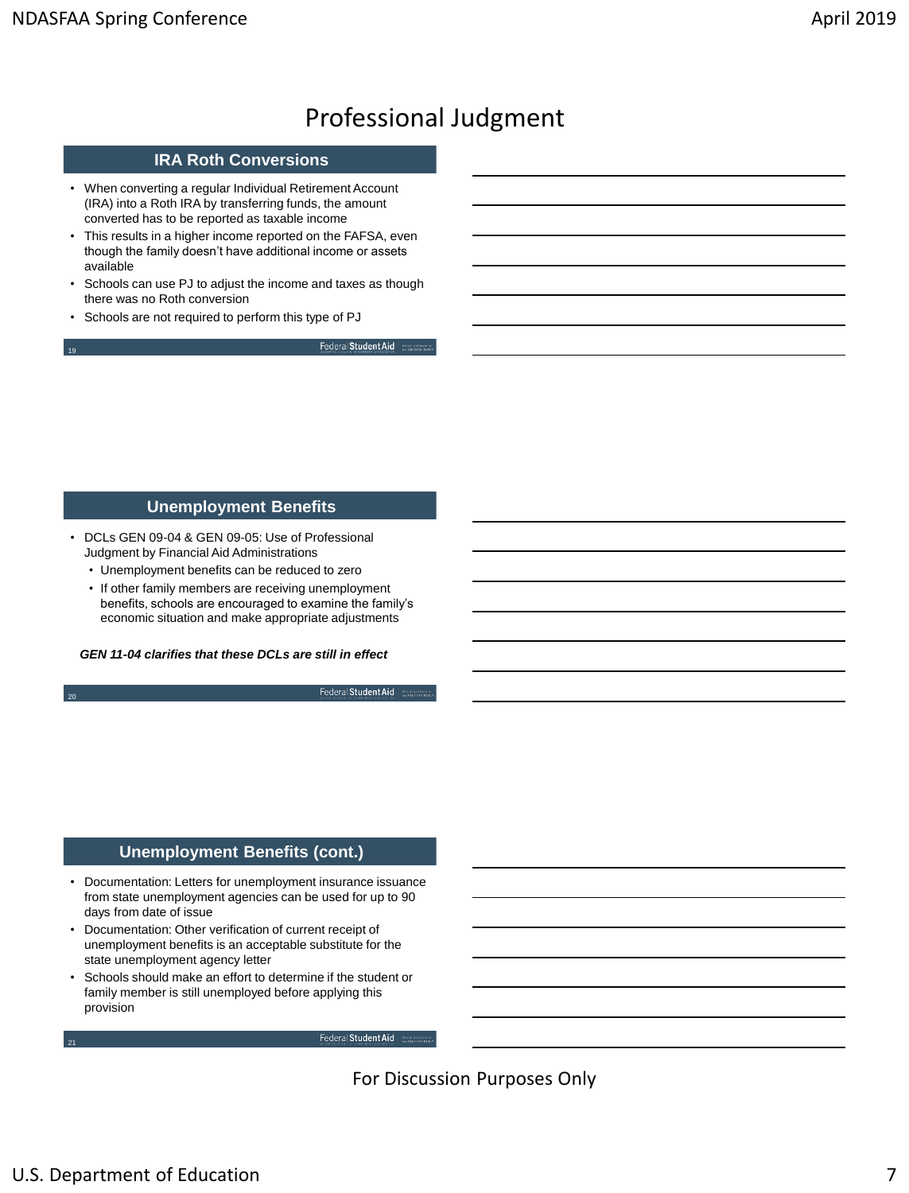# Professional Judgment

## IRA Roth Conversions

- When converting a regular Individual Retirement Account (IRA) into a Roth IRA by transferring funds, the amount converted has to be reported as taxable income
- This results in a higher income reported on the FAFSA, even though the family doesn't have additional income or assets available
- Schools can use PJ to adjust the income and taxes as though there was no Roth conversion
- Schools are not required to perform this type of PJ

## Unemployment Benefits

- DCLs GEN 09-04 & GEN 09-05: Use of Professional Judgment by Financial Aid Administrations
  - Unemployment benefits can be reduced to zero
  - If other family members are receiving unemployment benefits, schools are encouraged to examine the family's economic situation and make appropriate adjustments

***GEN 11-04 clarifies that these DCLs are still in effect***

## Unemployment Benefits (cont.)

- Documentation: Letters for unemployment insurance issuance from state unemployment agencies can be used for up to 90 days from date of issue
- Documentation: Other verification of current receipt of unemployment benefits is an acceptable substitute for the state unemployment agency letter
- Schools should make an effort to determine if the student or family member is still unemployed before applying this provision

For Discussion Purposes Only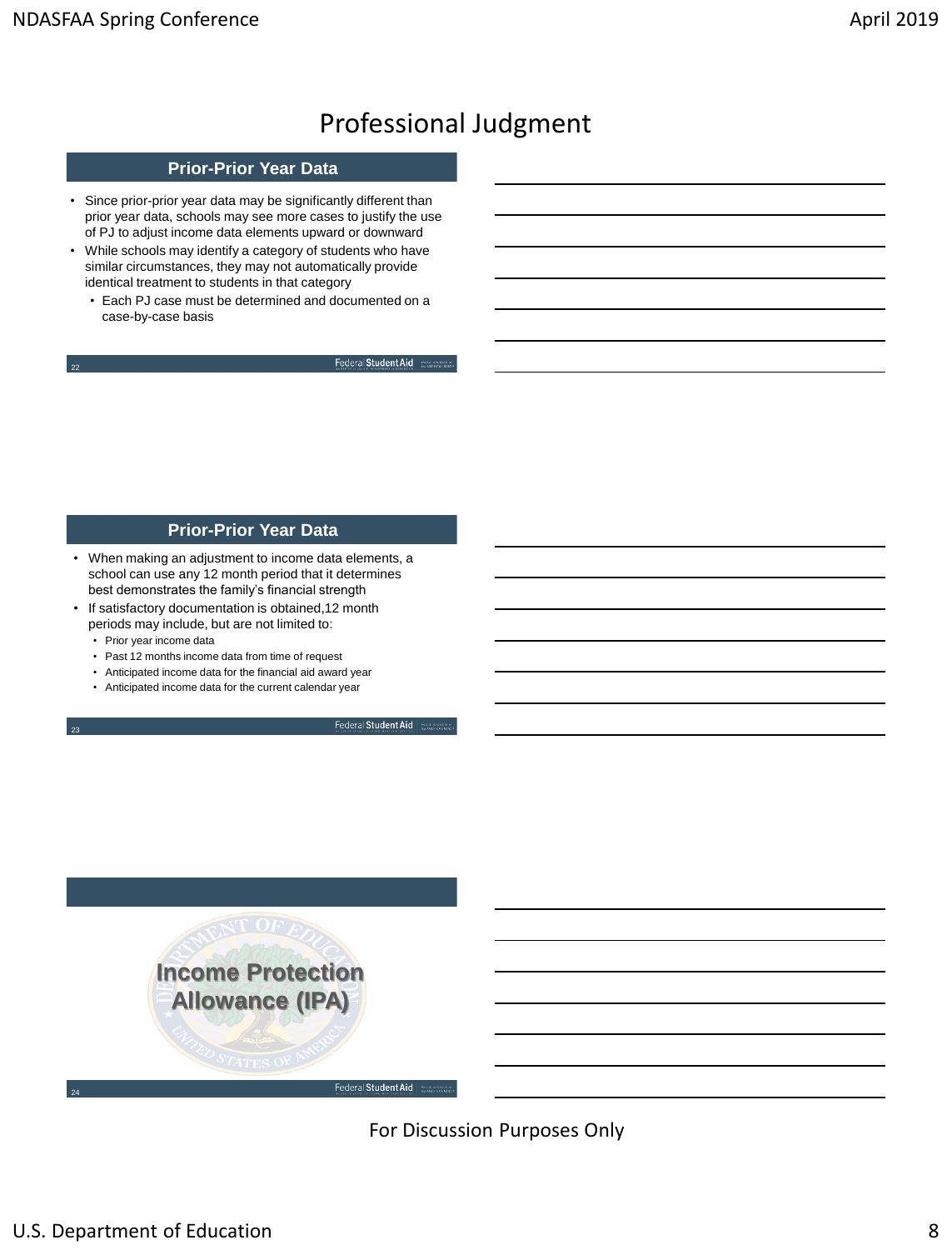# Professional Judgment

## Prior-Prior Year Data

- Since prior-prior year data may be significantly different than prior year data, schools may see more cases to justify the use of PJ to adjust income data elements upward or downward
- While schools may identify a category of students who have similar circumstances, they may not automatically provide identical treatment to students in that category
  - Each PJ case must be determined and documented on a case-by-case basis

## Prior-Prior Year Data

- When making an adjustment to income data elements, a school can use any 12 month period that it determines best demonstrates the family's financial strength
- If satisfactory documentation is obtained,12 month periods may include, but are not limited to:
  - Prior year income data
  - Past 12 months income data from time of request
  - Anticipated income data for the financial aid award year
  - Anticipated income data for the current calendar year

## Income Protection Allowance (IPA)

For Discussion Purposes Only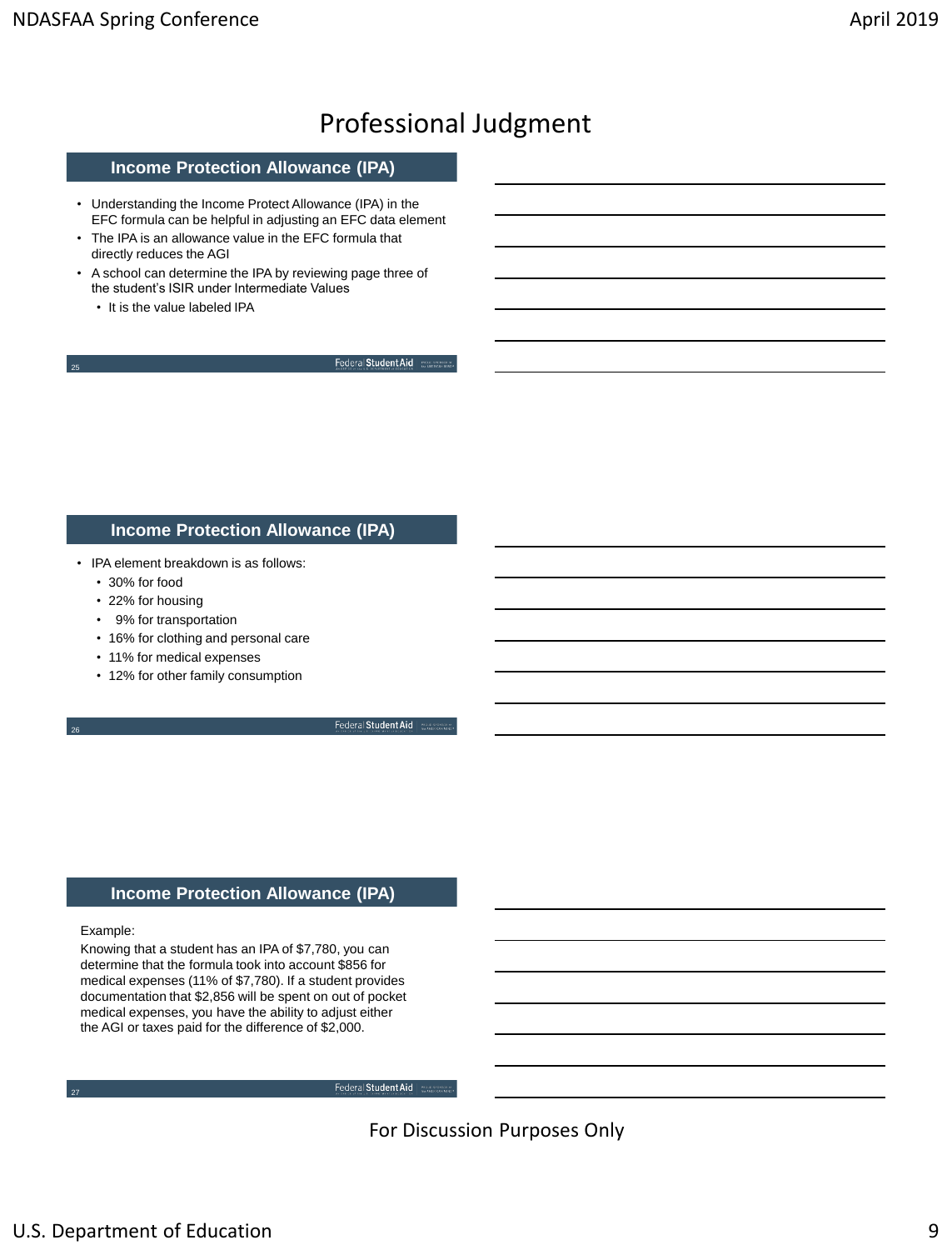# Professional Judgment

## Income Protection Allowance (IPA)

- Understanding the Income Protect Allowance (IPA) in the EFC formula can be helpful in adjusting an EFC data element
- The IPA is an allowance value in the EFC formula that directly reduces the AGI
- A school can determine the IPA by reviewing page three of the student's ISIR under Intermediate Values
  - It is the value labeled IPA

## Income Protection Allowance (IPA)

- IPA element breakdown is as follows:
  - 30% for food
  - 22% for housing
  - 9% for transportation
  - 16% for clothing and personal care
  - 11% for medical expenses
  - 12% for other family consumption

## Income Protection Allowance (IPA)

Example:

Knowing that a student has an IPA of $7,780, you can determine that the formula took into account $856 for medical expenses (11% of $7,780). If a student provides documentation that $2,856 will be spent on out of pocket medical expenses, you have the ability to adjust either the AGI or taxes paid for the difference of $2,000.

For Discussion Purposes Only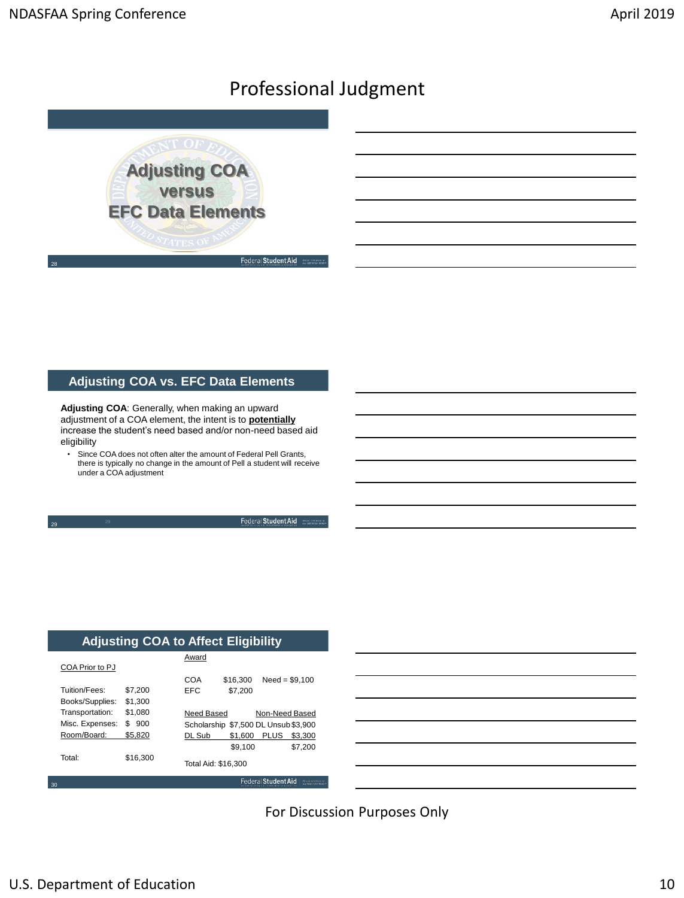# Professional Judgment

## Adjusting COA versus EFC Data Elements

## Adjusting COA vs. EFC Data Elements

**Adjusting COA**: Generally, when making an upward adjustment of a COA element, the intent is to **potentially** increase the student's need based and/or non-need based aid eligibility

- Since COA does not often alter the amount of Federal Pell Grants, there is typically no change in the amount of Pell a student will receive under a COA adjustment

## Adjusting COA to Affect Eligibility

COA Prior to PJ

| | |
|---|---|
| Tuition/Fees: | $7,200 |
| Books/Supplies: | $1,300 |
| Transportation: | $1,080 |
| Misc. Expenses: | $ 900 |
| Room/Board: | $5,820 |
| Total: | $16,300 |

Award

| | | |
|---|---|---|
| COA | $16,300 | Need = $9,100 |
| EFC | $7,200 | |

| Need Based | | Non-Need Based | |
|---|---|---|---|
| Scholarship | $7,500 | DL Unsub | $3,900 |
| DL Sub | $1,600 | PLUS | $3,300 |
| | $9,100 | | $7,200 |

Total Aid: $16,300

For Discussion Purposes Only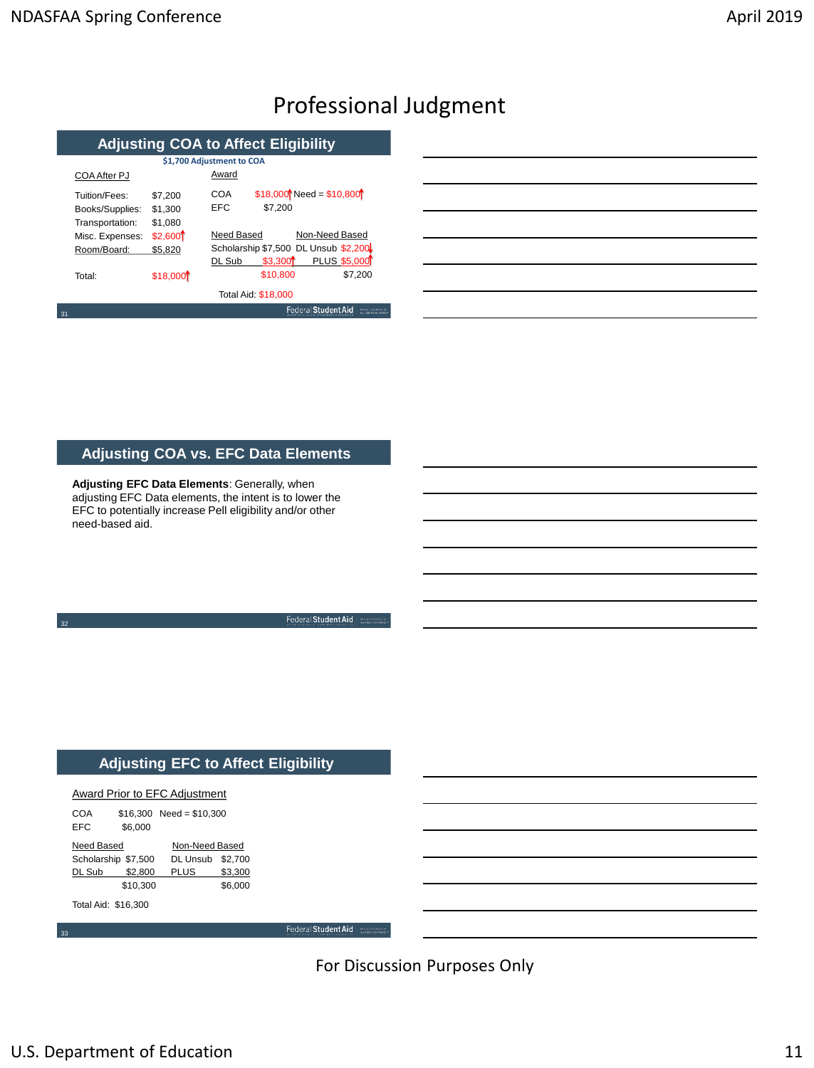# Professional Judgment

## Adjusting COA to Affect Eligibility

**$1,700 Adjustment to COA**

COA After PJ

| Item | Amount |
|---|---|
| Tuition/Fees: | $7,200 |
| Books/Supplies: | $1,300 |
| Transportation: | $1,080 |
| Misc. Expenses: | $2,600↑ |
| Room/Board: | $5,820 |
| Total: | $18,000↑ |

Award

COA $18,000↑ Need = $10,800↑

EFC $7,200

| Need Based | | Non-Need Based | |
|---|---|---|---|
| Scholarship | $7,500 | DL Unsub | $2,200↓ |
| DL Sub | $3,300↑ | PLUS | $5,000↑ |
| | $10,800 | | $7,200 |

Total Aid: $18,000

## Adjusting COA vs. EFC Data Elements

**Adjusting EFC Data Elements**: Generally, when adjusting EFC Data elements, the intent is to lower the EFC to potentially increase Pell eligibility and/or other need-based aid.

## Adjusting EFC to Affect Eligibility

Award Prior to EFC Adjustment

COA $16,300 Need = $10,300

EFC $6,000

| Need Based | | Non-Need Based | |
|---|---|---|---|
| Scholarship | $7,500 | DL Unsub | $2,700 |
| DL Sub | $2,800 | PLUS | $3,300 |
| | $10,300 | | $6,000 |

Total Aid: $16,300

For Discussion Purposes Only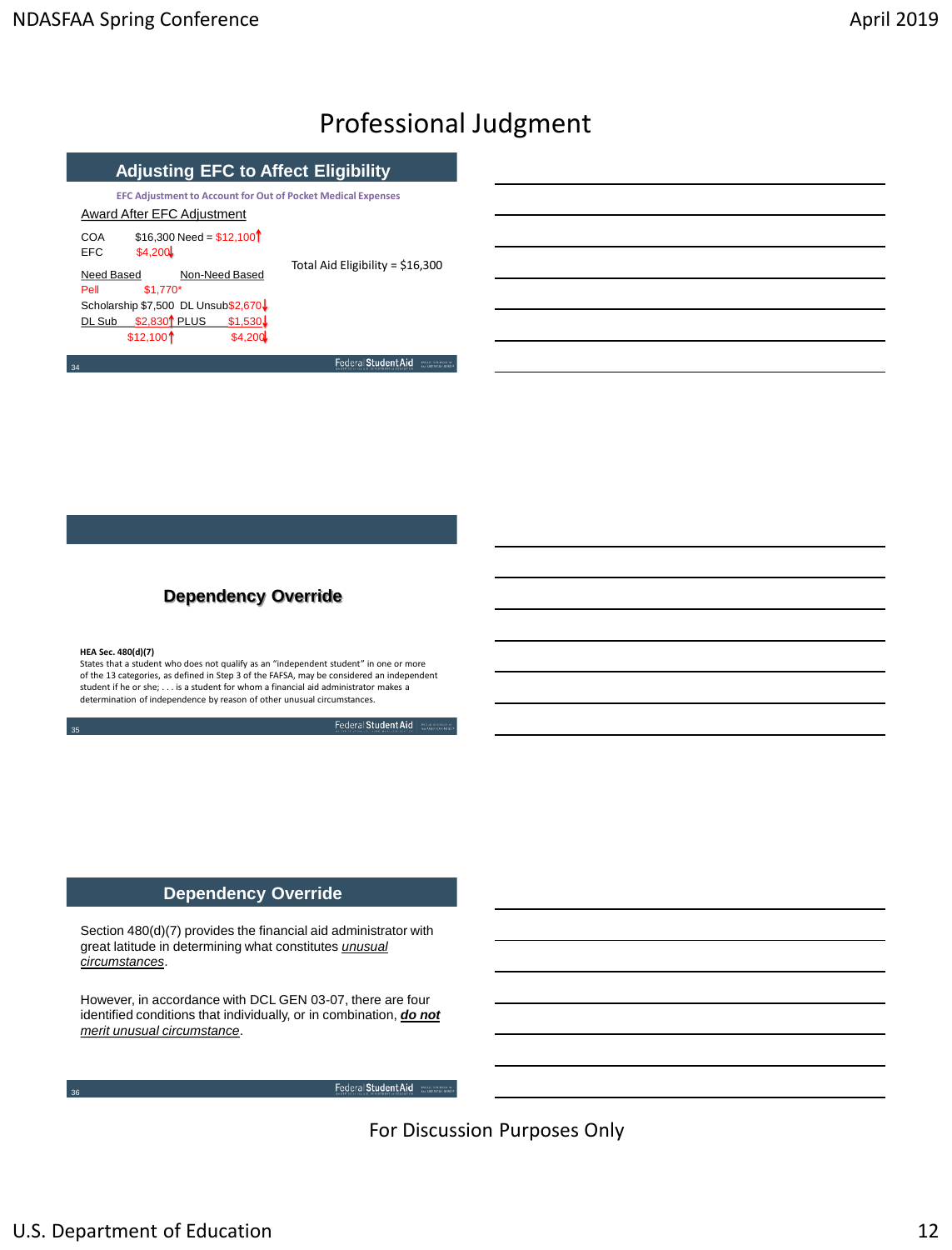# Professional Judgment

## Adjusting EFC to Affect Eligibility

**EFC Adjustment to Account for Out of Pocket Medical Expenses**

Award After EFC Adjustment

COA $16,300 Need = $12,100↑
EFC $4,200↓

Total Aid Eligibility = $16,300

| Need Based | | Non-Need Based | |
|---|---|---|---|
| Pell | $1,770* | | |
| Scholarship | $7,500 | DL Unsub | $2,670↓ |
| DL Sub | $2,830↑ | PLUS | $1,530↓ |
| | $12,100↑ | | $4,200↓ |

## Dependency Override

**HEA Sec. 480(d)(7)**
States that a student who does not qualify as an "independent student" in one or more of the 13 categories, as defined in Step 3 of the FAFSA, may be considered an independent student if he or she; . . . is a student for whom a financial aid administrator makes a determination of independence by reason of other unusual circumstances.

## Dependency Override

Section 480(d)(7) provides the financial aid administrator with great latitude in determining what constitutes *unusual circumstances*.

However, in accordance with DCL GEN 03-07, there are four identified conditions that individually, or in combination, ***do not*** *merit unusual circumstance*.

For Discussion Purposes Only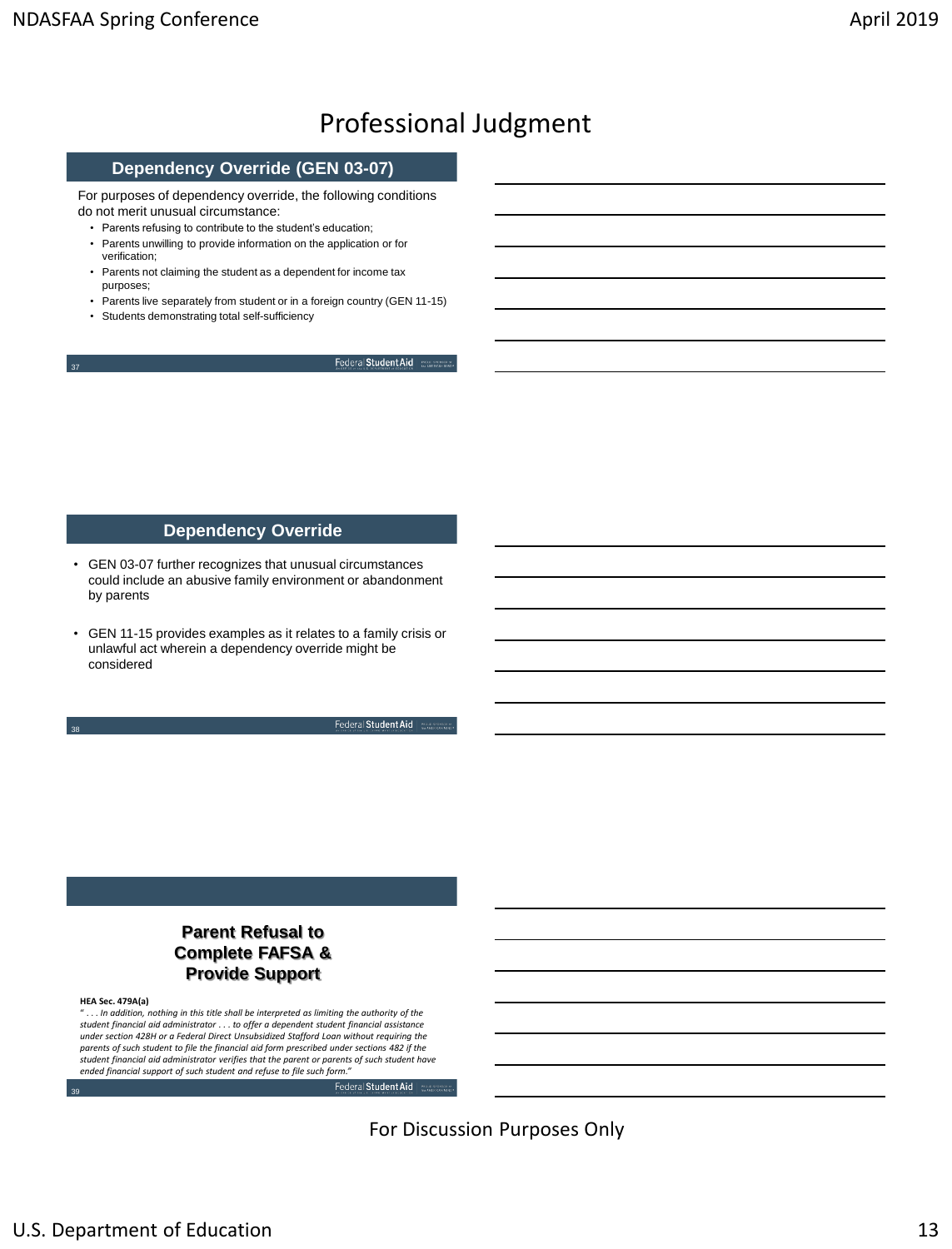# Professional Judgment

## Dependency Override (GEN 03-07)

For purposes of dependency override, the following conditions do not merit unusual circumstance:

- Parents refusing to contribute to the student's education;
- Parents unwilling to provide information on the application or for verification;
- Parents not claiming the student as a dependent for income tax purposes;
- Parents live separately from student or in a foreign country (GEN 11-15)
- Students demonstrating total self-sufficiency

## Dependency Override

- GEN 03-07 further recognizes that unusual circumstances could include an abusive family environment or abandonment by parents
- GEN 11-15 provides examples as it relates to a family crisis or unlawful act wherein a dependency override might be considered

## Parent Refusal to Complete FAFSA & Provide Support

**HEA Sec. 479A(a)**

*" . . . In addition, nothing in this title shall be interpreted as limiting the authority of the student financial aid administrator . . . to offer a dependent student financial assistance under section 428H or a Federal Direct Unsubsidized Stafford Loan without requiring the parents of such student to file the financial aid form prescribed under sections 482 if the student financial aid administrator verifies that the parent or parents of such student have ended financial support of such student and refuse to file such form."*

For Discussion Purposes Only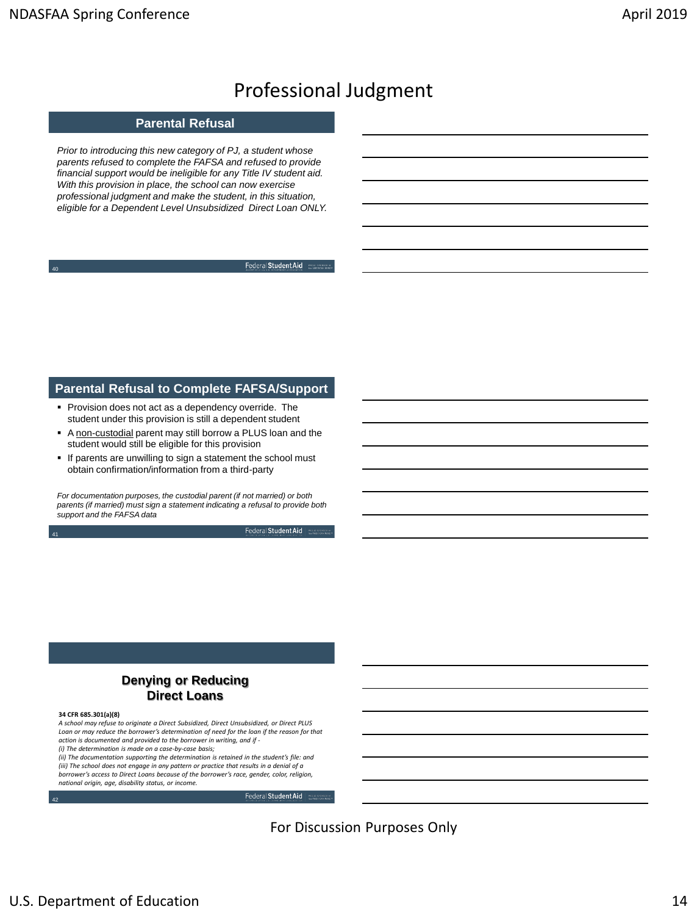# Professional Judgment

## Parental Refusal

*Prior to introducing this new category of PJ, a student whose parents refused to complete the FAFSA and refused to provide financial support would be ineligible for any Title IV student aid. With this provision in place, the school can now exercise professional judgment and make the student, in this situation, eligible for a Dependent Level Unsubsidized Direct Loan ONLY.*

## Parental Refusal to Complete FAFSA/Support

- Provision does not act as a dependency override. The student under this provision is still a dependent student
- A non-custodial parent may still borrow a PLUS loan and the student would still be eligible for this provision
- If parents are unwilling to sign a statement the school must obtain confirmation/information from a third-party

*For documentation purposes, the custodial parent (if not married) or both parents (if married) must sign a statement indicating a refusal to provide both support and the FAFSA data*

## Denying or Reducing Direct Loans

**34 CFR 685.301(a)(8)**

*A school may refuse to originate a Direct Subsidized, Direct Unsubsidized, or Direct PLUS Loan or may reduce the borrower's determination of need for the loan if the reason for that action is documented and provided to the borrower in writing, and if -*
*(i) The determination is made on a case-by-case basis;*
*(ii) The documentation supporting the determination is retained in the student's file: and*
*(iii) The school does not engage in any pattern or practice that results in a denial of a borrower's access to Direct Loans because of the borrower's race, gender, color, religion, national origin, age, disability status, or income.*

For Discussion Purposes Only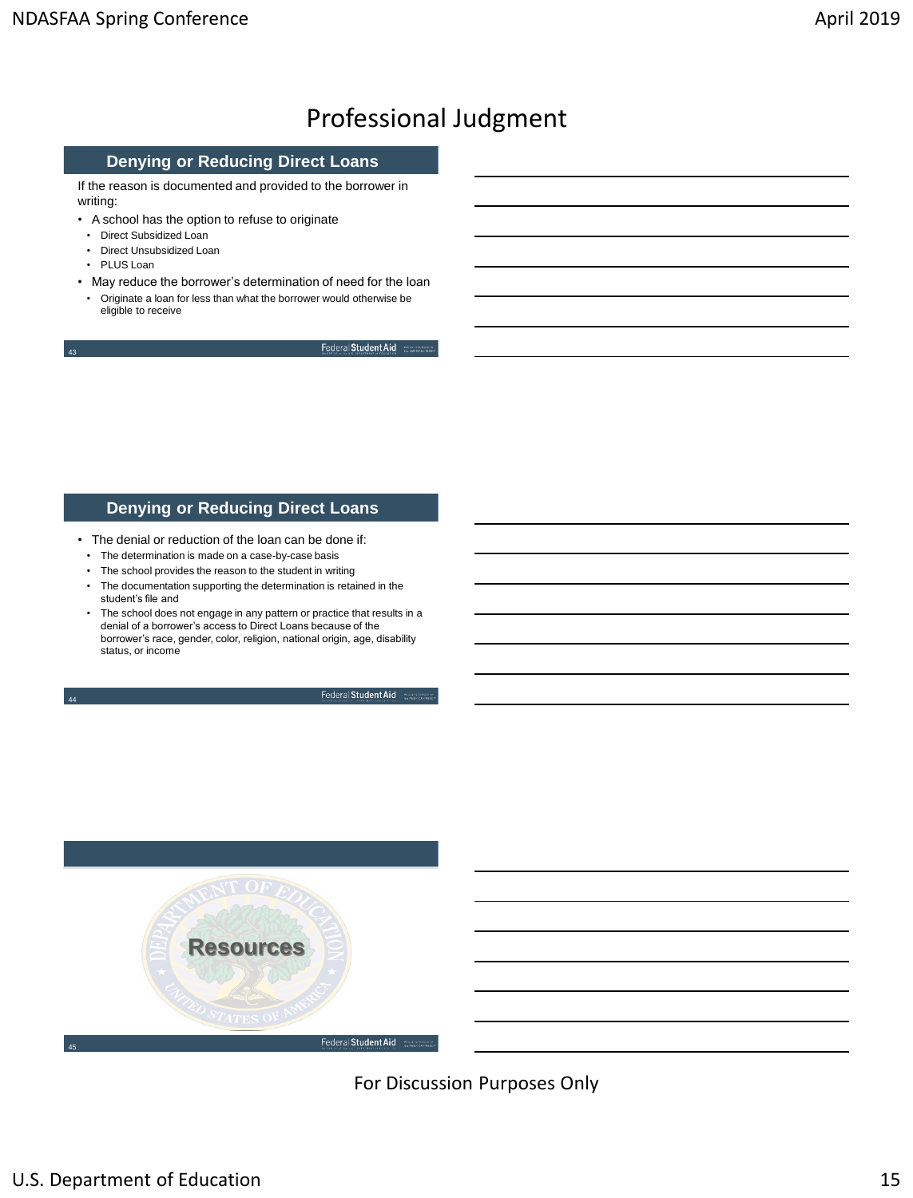# Professional Judgment

## Denying or Reducing Direct Loans

If the reason is documented and provided to the borrower in writing:

- A school has the option to refuse to originate
  - Direct Subsidized Loan
  - Direct Unsubsidized Loan
  - PLUS Loan
- May reduce the borrower's determination of need for the loan
  - Originate a loan for less than what the borrower would otherwise be eligible to receive

## Denying or Reducing Direct Loans

- The denial or reduction of the loan can be done if:
  - The determination is made on a case-by-case basis
  - The school provides the reason to the student in writing
  - The documentation supporting the determination is retained in the student's file and
  - The school does not engage in any pattern or practice that results in a denial of a borrower's access to Direct Loans because of the borrower's race, gender, color, religion, national origin, age, disability status, or income

## Resources

For Discussion Purposes Only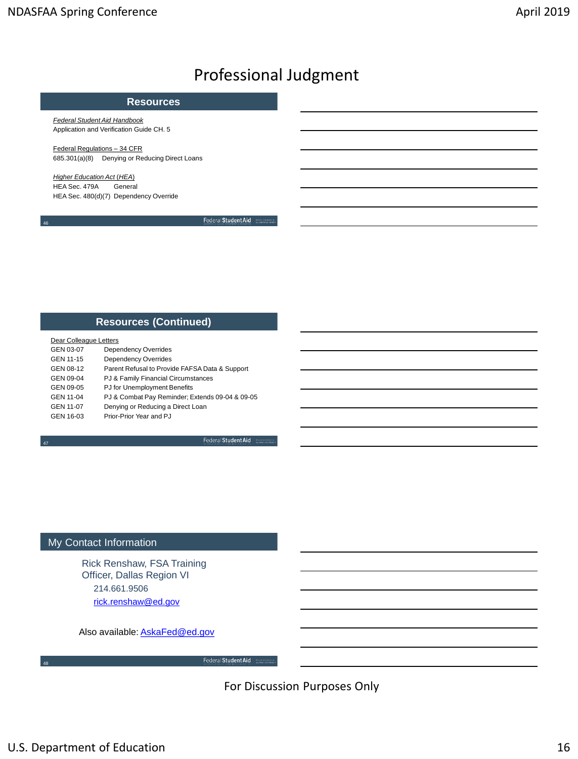# Professional Judgment

## Resources

*Federal Student Aid Handbook*
Application and Verification Guide CH. 5

Federal Regulations – 34 CFR
685.301(a)(8) Denying or Reducing Direct Loans

*Higher Education Act (HEA)*
HEA Sec. 479A General
HEA Sec. 480(d)(7) Dependency Override

## Resources (Continued)

Dear Colleague Letters

| | |
|---|---|
| GEN 03-07 | Dependency Overrides |
| GEN 11-15 | Dependency Overrides |
| GEN 08-12 | Parent Refusal to Provide FAFSA Data & Support |
| GEN 09-04 | PJ & Family Financial Circumstances |
| GEN 09-05 | PJ for Unemployment Benefits |
| GEN 11-04 | PJ & Combat Pay Reminder; Extends 09-04 & 09-05 |
| GEN 11-07 | Denying or Reducing a Direct Loan |
| GEN 16-03 | Prior-Prior Year and PJ |

## My Contact Information

Rick Renshaw, FSA Training Officer, Dallas Region VI
214.661.9506
rick.renshaw@ed.gov

Also available: AskaFed@ed.gov

For Discussion Purposes Only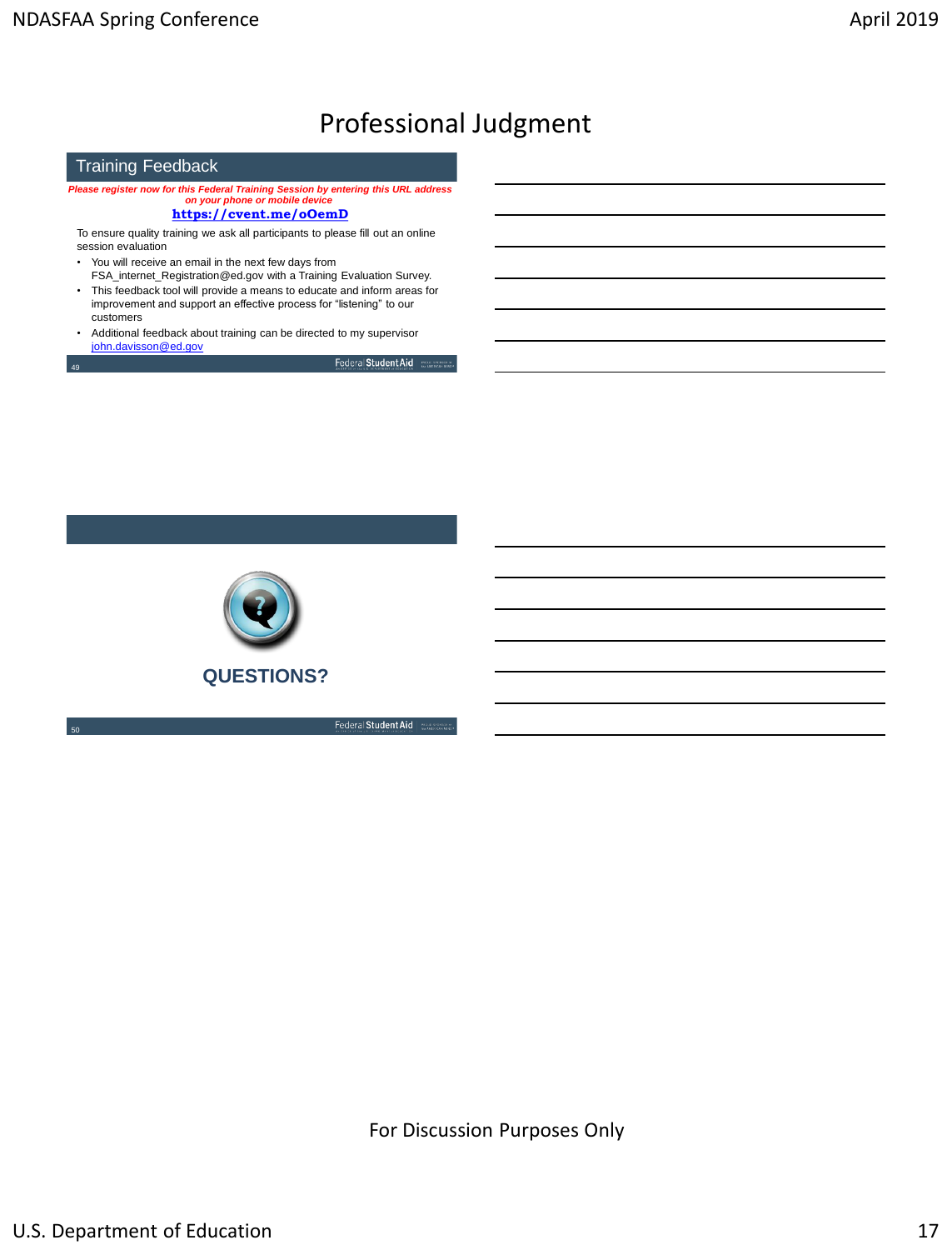# Professional Judgment

## Training Feedback

*Please register now for this Federal Training Session by entering this URL address on your phone or mobile device*

**https://cvent.me/oOemD**

To ensure quality training we ask all participants to please fill out an online session evaluation

- You will receive an email in the next few days from FSA_internet_Registration@ed.gov with a Training Evaluation Survey.
- This feedback tool will provide a means to educate and inform areas for improvement and support an effective process for "listening" to our customers
- Additional feedback about training can be directed to my supervisor john.davisson@ed.gov

**QUESTIONS?**

For Discussion Purposes Only